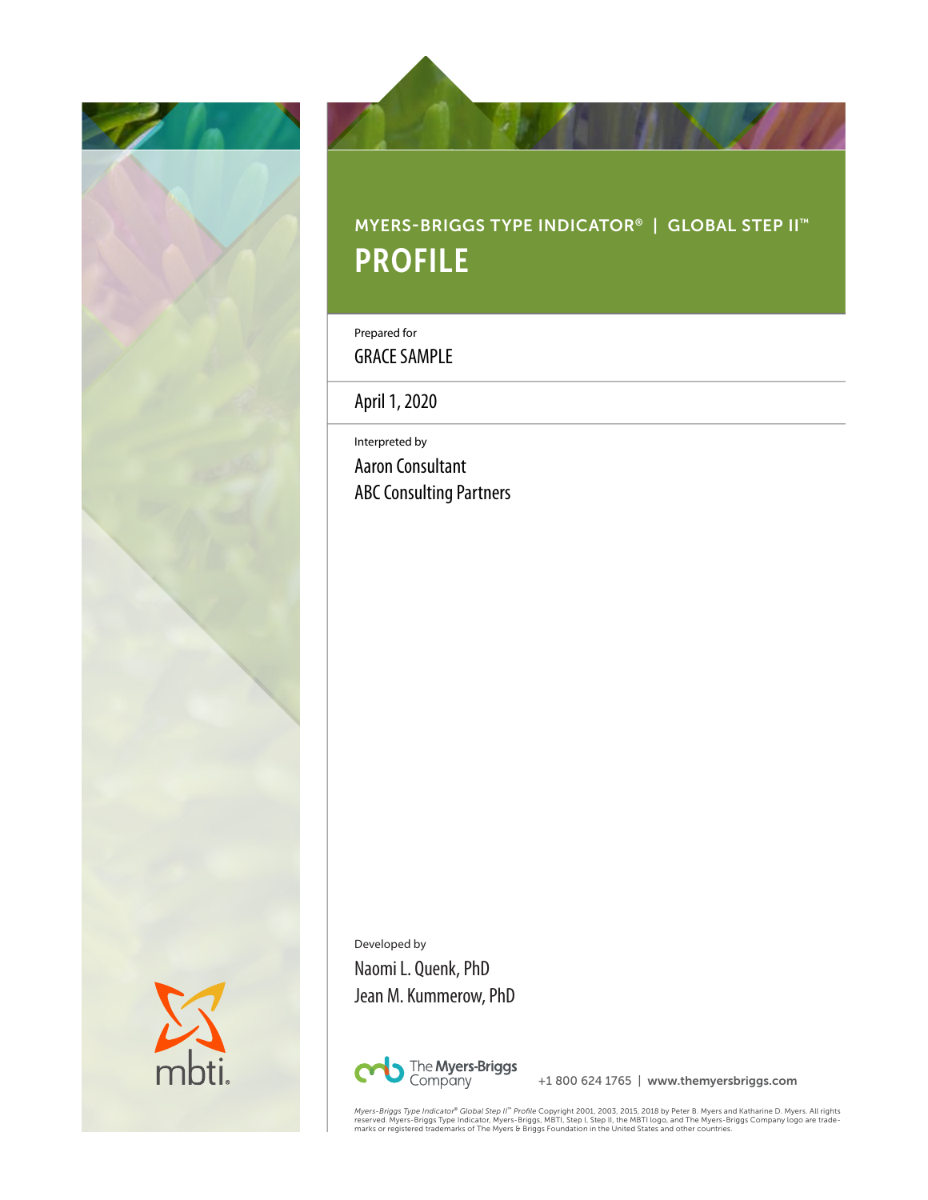MYERS-BRIGGS TYPE INDICATOR® | GLOBAL STEP II™

# PROFILE

Prepared for

GRACE SAMPLE

April 1, 2020

Interpreted by

Aaron Consultant

ABC Consulting Partners

Developed by

Naomi L. Quenk, PhD

Jean M. Kummerow, PhD

The Myers-Briggs Company

+1 800 624 1765 | www.themyersbriggs.com

*Myers-Briggs Type Indicator® Global Step II™ Profile* Copyright 2001, 2003, 2015, 2018 by Peter B. Myers and Katharine D. Myers. All rights reserved. Myers-Briggs Type Indicator, Myers-Briggs, MBTI, Step I, Step II, the MBTI logo, and The Myers-Briggs Company logo are trademarks or registered trademarks of The Myers & Briggs Foundation in the United States and other countries.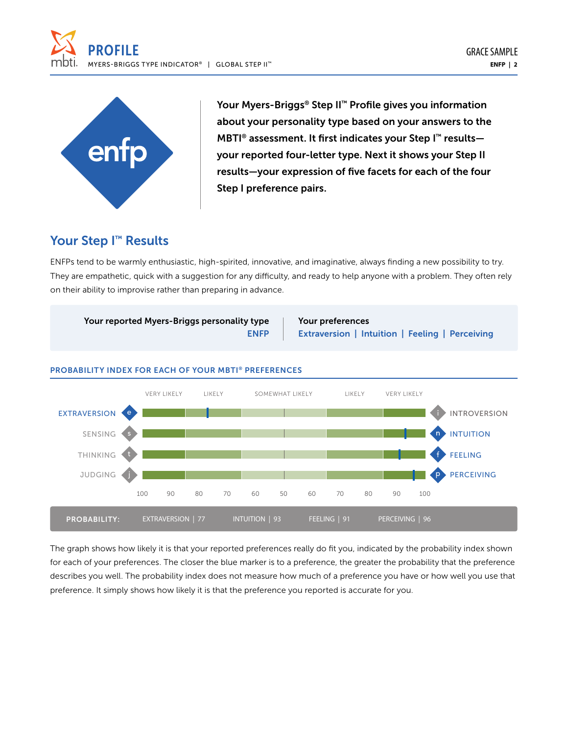enfp

**Your Myers-Briggs® Step II™ Profile gives you information about your personality type based on your answers to the MBTI® assessment. It first indicates your Step I™ results—your reported four-letter type. Next it shows your Step II results—your expression of five facets for each of the four Step I preference pairs.**

## Your Step I™ Results

ENFPs tend to be warmly enthusiastic, high-spirited, innovative, and imaginative, always finding a new possibility to try. They are empathetic, quick with a suggestion for any difficulty, and ready to help anyone with a problem. They often rely on their ability to improvise rather than preparing in advance.

| Your reported Myers-Briggs personality type | Your preferences |
|---|---|
| ENFP | Extraversion \| Intuition \| Feeling \| Perceiving |

### PROBABILITY INDEX FOR EACH OF YOUR MBTI® PREFERENCES

VERY LIKELY | LIKELY | SOMEWHAT LIKELY | LIKELY | VERY LIKELY

EXTRAVERSION e — i INTROVERSION

SENSING s — n INTUITION

THINKING t — f FEELING

JUDGING j — p PERCEIVING

100 90 80 70 60 50 60 70 80 90 100

| PROBABILITY: | EXTRAVERSION \| 77 | INTUITION \| 93 | FEELING \| 91 | PERCEIVING \| 96 |
|---|---|---|---|---|

The graph shows how likely it is that your reported preferences really do fit you, indicated by the probability index shown for each of your preferences. The closer the blue marker is to a preference, the greater the probability that the preference describes you well. The probability index does not measure how much of a preference you have or how well you use that preference. It simply shows how likely it is that the preference you reported is accurate for you.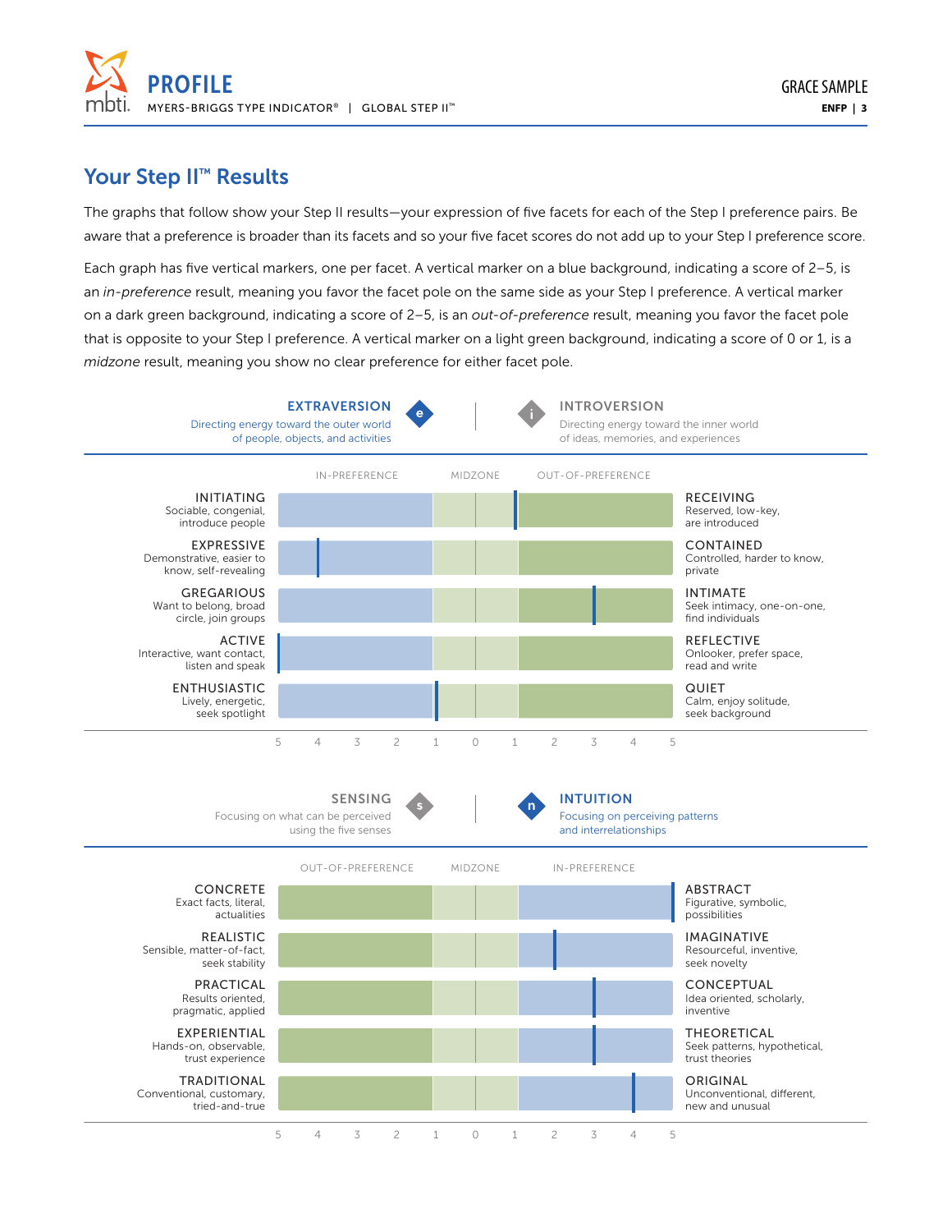## Your Step II™ Results

The graphs that follow show your Step II results—your expression of five facets for each of the Step I preference pairs. Be aware that a preference is broader than its facets and so your five facet scores do not add up to your Step I preference score.

Each graph has five vertical markers, one per facet. A vertical marker on a blue background, indicating a score of 2–5, is an *in-preference* result, meaning you favor the facet pole on the same side as your Step I preference. A vertical marker on a dark green background, indicating a score of 2–5, is an *out-of-preference* result, meaning you favor the facet pole that is opposite to your Step I preference. A vertical marker on a light green background, indicating a score of 0 or 1, is a *midzone* result, meaning you show no clear preference for either facet pole.

**EXTRAVERSION** (e) — Directing energy toward the outer world of people, objects, and activities

**INTROVERSION** (i) — Directing energy toward the inner world of ideas, memories, and experiences

| Facet (Extraversion) | Score | Result | Facet (Introversion) |
|---|---|---|---|
| INITIATING — Sociable, congenial, introduce people | 1 (Receiving side) | Midzone | RECEIVING — Reserved, low-key, are introduced |
| EXPRESSIVE — Demonstrative, easier to know, self-revealing | 4 (Expressive) | In-preference | CONTAINED — Controlled, harder to know, private |
| GREGARIOUS — Want to belong, broad circle, join groups | 3 (Intimate) | Out-of-preference | INTIMATE — Seek intimacy, one-on-one, find individuals |
| ACTIVE — Interactive, want contact, listen and speak | 5 (Active) | In-preference | REFLECTIVE — Onlooker, prefer space, read and write |
| ENTHUSIASTIC — Lively, energetic, seek spotlight | 1 (Enthusiastic side) | Midzone | QUIET — Calm, enjoy solitude, seek background |

**SENSING** (s) — Focusing on what can be perceived using the five senses

**INTUITION** (n) — Focusing on perceiving patterns and interrelationships

| Facet (Sensing) | Score | Result | Facet (Intuition) |
|---|---|---|---|
| CONCRETE — Exact facts, literal, actualities | 5 (Abstract) | In-preference | ABSTRACT — Figurative, symbolic, possibilities |
| REALISTIC — Sensible, matter-of-fact, seek stability | 2 (Imaginative) | In-preference | IMAGINATIVE — Resourceful, inventive, seek novelty |
| PRACTICAL — Results oriented, pragmatic, applied | 3 (Conceptual) | In-preference | CONCEPTUAL — Idea oriented, scholarly, inventive |
| EXPERIENTIAL — Hands-on, observable, trust experience | 3 (Theoretical) | In-preference | THEORETICAL — Seek patterns, hypothetical, trust theories |
| TRADITIONAL — Conventional, customary, tried-and-true | 4 (Original) | In-preference | ORIGINAL — Unconventional, different, new and unusual |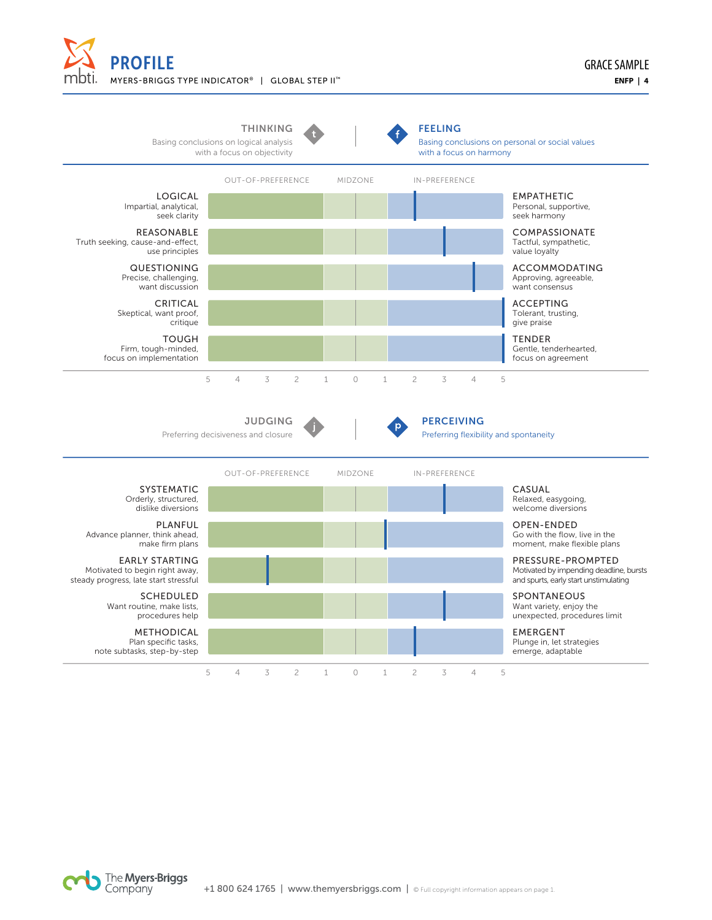# PROFILE

MYERS-BRIGGS TYPE INDICATOR® | GLOBAL STEP II™

GRACE SAMPLE
**ENFP | 4**

## THINKING — FEELING

**THINKING**: Basing conclusions on logical analysis with a focus on objectivity

**FEELING**: Basing conclusions on personal or social values with a focus on harmony

| Out-of-Preference Pole | Description | Score | Pole | In-Preference Pole | Description |
|---|---|---|---|---|---|
| LOGICAL | Impartial, analytical, seek clarity | 2 | Empathetic | EMPATHETIC | Personal, supportive, seek harmony |
| REASONABLE | Truth seeking, cause-and-effect, use principles | 3 | Compassionate | COMPASSIONATE | Tactful, sympathetic, value loyalty |
| QUESTIONING | Precise, challenging, want discussion | 4 | Accommodating | ACCOMMODATING | Approving, agreeable, want consensus |
| CRITICAL | Skeptical, want proof, critique | 5 | Accepting | ACCEPTING | Tolerant, trusting, give praise |
| TOUGH | Firm, tough-minded, focus on implementation | 5 | Tender | TENDER | Gentle, tenderhearted, focus on agreement |

Scale: OUT-OF-PREFERENCE (5 4 3 2) | MIDZONE (1 0 1) | IN-PREFERENCE (2 3 4 5)

## JUDGING — PERCEIVING

**JUDGING**: Preferring decisiveness and closure

**PERCEIVING**: Preferring flexibility and spontaneity

| Out-of-Preference Pole | Description | Score | Pole | In-Preference Pole | Description |
|---|---|---|---|---|---|
| SYSTEMATIC | Orderly, structured, dislike diversions | 3 | Casual | CASUAL | Relaxed, easygoing, welcome diversions |
| PLANFUL | Advance planner, think ahead, make firm plans | 1 | Open-Ended | OPEN-ENDED | Go with the flow, live in the moment, make flexible plans |
| EARLY STARTING | Motivated to begin right away, steady progress, late start stressful | 3 | Early Starting | PRESSURE-PROMPTED | Motivated by impending deadline, bursts and spurts, early start unstimulating |
| SCHEDULED | Want routine, make lists, procedures help | 3 | Spontaneous | SPONTANEOUS | Want variety, enjoy the unexpected, procedures limit |
| METHODICAL | Plan specific tasks, note subtasks, step-by-step | 2 | Emergent | EMERGENT | Plunge in, let strategies emerge, adaptable |

Scale: OUT-OF-PREFERENCE (5 4 3 2) | MIDZONE (1 0 1) | IN-PREFERENCE (2 3 4 5)

The Myers-Briggs Company

+1 800 624 1765 | www.themyersbriggs.com | © Full copyright information appears on page 1.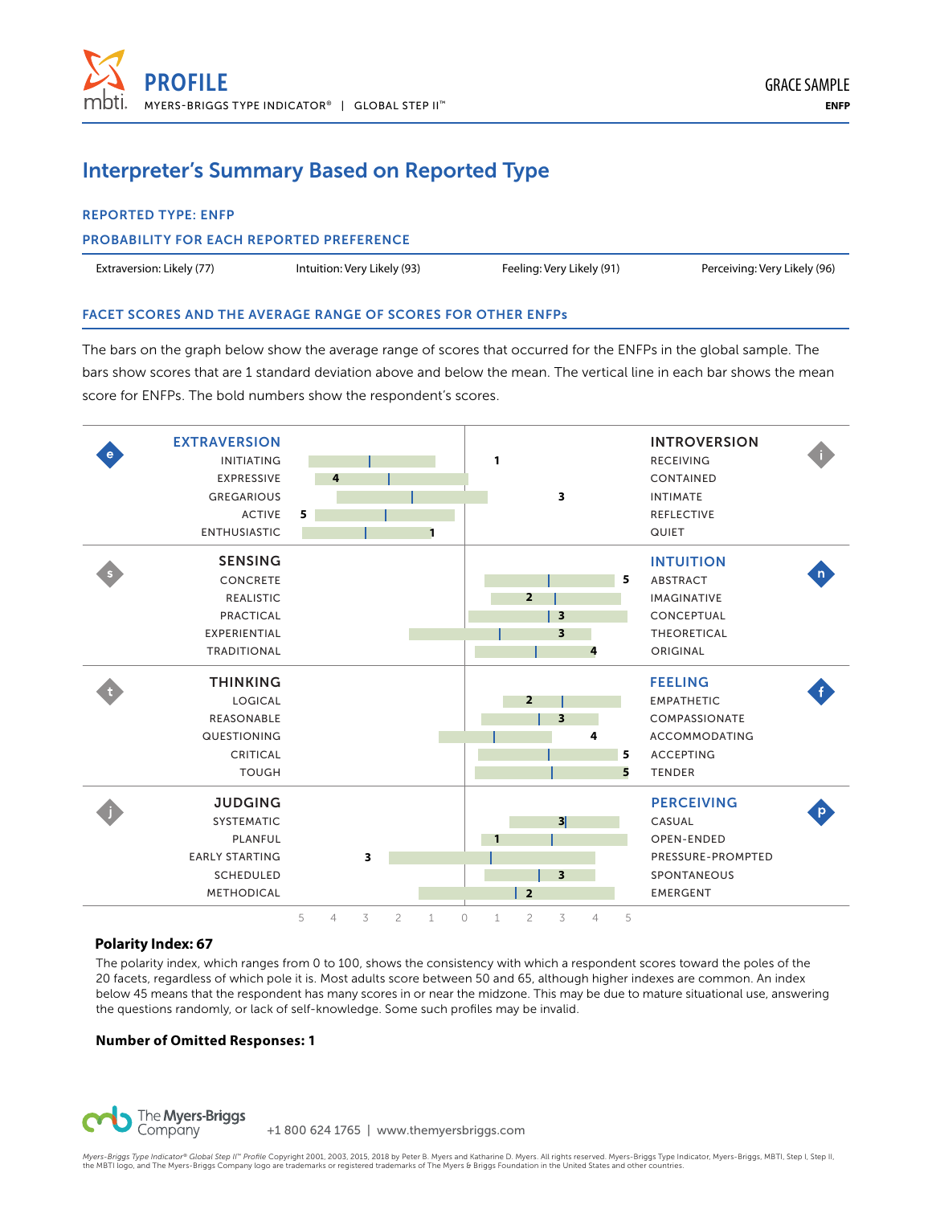# Interpreter's Summary Based on Reported Type

## REPORTED TYPE: ENFP

## PROBABILITY FOR EACH REPORTED PREFERENCE

Extraversion: Likely (77) | Intuition: Very Likely (93) | Feeling: Very Likely (91) | Perceiving: Very Likely (96)

## FACET SCORES AND THE AVERAGE RANGE OF SCORES FOR OTHER ENFPs

The bars on the graph below show the average range of scores that occurred for the ENFPs in the global sample. The bars show scores that are 1 standard deviation above and below the mean. The vertical line in each bar shows the mean score for ENFPs. The bold numbers show the respondent's scores.

e EXTRAVERSION — INTROVERSION i

INITIATING — RECEIVING **1**

EXPRESSIVE **4** — CONTAINED

GREGARIOUS — INTIMATE **3**

ACTIVE **5** — REFLECTIVE

ENTHUSIASTIC **1** — QUIET

s SENSING — INTUITION n

CONCRETE — ABSTRACT **5**

REALISTIC — IMAGINATIVE **2**

PRACTICAL — CONCEPTUAL **3**

EXPERIENTIAL — THEORETICAL **3**

TRADITIONAL — ORIGINAL **4**

t THINKING — FEELING f

LOGICAL — EMPATHETIC **2**

REASONABLE — COMPASSIONATE **3**

QUESTIONING — ACCOMMODATING **4**

CRITICAL — ACCEPTING **5**

TOUGH — TENDER **5**

j JUDGING — PERCEIVING p

SYSTEMATIC — CASUAL **3**

PLANFUL — OPEN-ENDED **1**

EARLY STARTING **3** — PRESSURE-PROMPTED

SCHEDULED — SPONTANEOUS **3**

METHODICAL — EMERGENT **2**

5 4 3 2 1 0 1 2 3 4 5

**Polarity Index: 67**

The polarity index, which ranges from 0 to 100, shows the consistency with which a respondent scores toward the poles of the 20 facets, regardless of which pole it is. Most adults score between 50 and 65, although higher indexes are common. An index below 45 means that the respondent has many scores in or near the midzone. This may be due to mature situational use, answering the questions randomly, or lack of self-knowledge. Some such profiles may be invalid.

**Number of Omitted Responses: 1**

The Myers-Briggs Company +1 800 624 1765 | www.themyersbriggs.com

*Myers-Briggs Type Indicator® Global Step II™ Profile* Copyright 2001, 2003, 2015, 2018 by Peter B. Myers and Katharine D. Myers. All rights reserved. Myers-Briggs Type Indicator, Myers-Briggs, MBTI, Step I, Step II, the MBTI logo, and The Myers-Briggs Company logo are trademarks or registered trademarks of The Myers & Briggs Foundation in the United States and other countries.